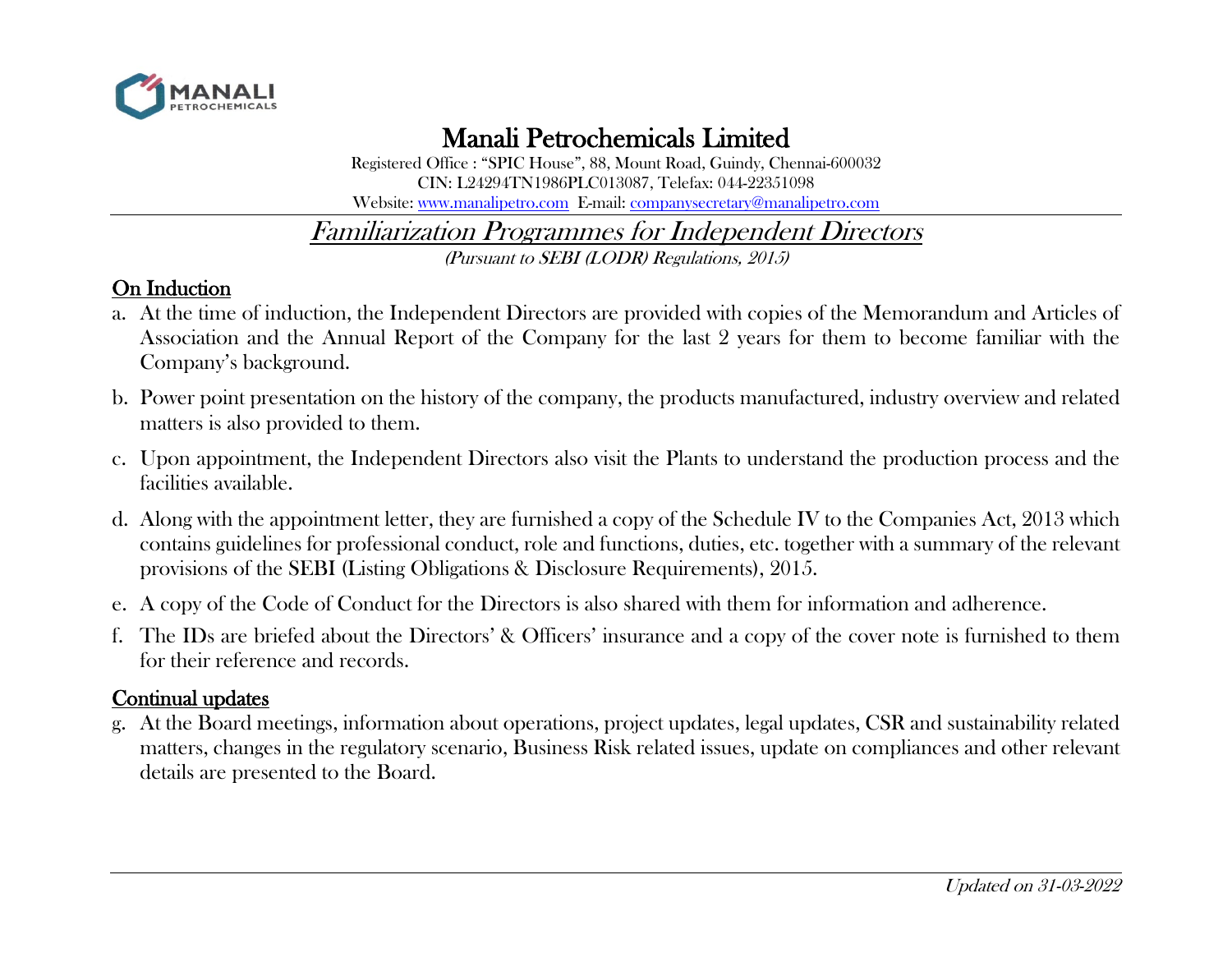# Manali Petrochemicals Limited

Registered Office : "SPIC House", 88, Mount Road, Guindy, Chennai-600032
CIN: L24294TN1986PLC013087, Telefax: 044-22351098
Website: www.manalipetro.com E-mail: companysecretary@manalipetro.com

## *Familiarization Programmes for Independent Directors*

*(Pursuant to SEBI (LODR) Regulations, 2015)*

### On Induction

a. At the time of induction, the Independent Directors are provided with copies of the Memorandum and Articles of Association and the Annual Report of the Company for the last 2 years for them to become familiar with the Company's background.

b. Power point presentation on the history of the company, the products manufactured, industry overview and related matters is also provided to them.

c. Upon appointment, the Independent Directors also visit the Plants to understand the production process and the facilities available.

d. Along with the appointment letter, they are furnished a copy of the Schedule IV to the Companies Act, 2013 which contains guidelines for professional conduct, role and functions, duties, etc. together with a summary of the relevant provisions of the SEBI (Listing Obligations & Disclosure Requirements), 2015.

e. A copy of the Code of Conduct for the Directors is also shared with them for information and adherence.

f. The IDs are briefed about the Directors' & Officers' insurance and a copy of the cover note is furnished to them for their reference and records.

### Continual updates

g. At the Board meetings, information about operations, project updates, legal updates, CSR and sustainability related matters, changes in the regulatory scenario, Business Risk related issues, update on compliances and other relevant details are presented to the Board.

*Updated on 31-03-2022*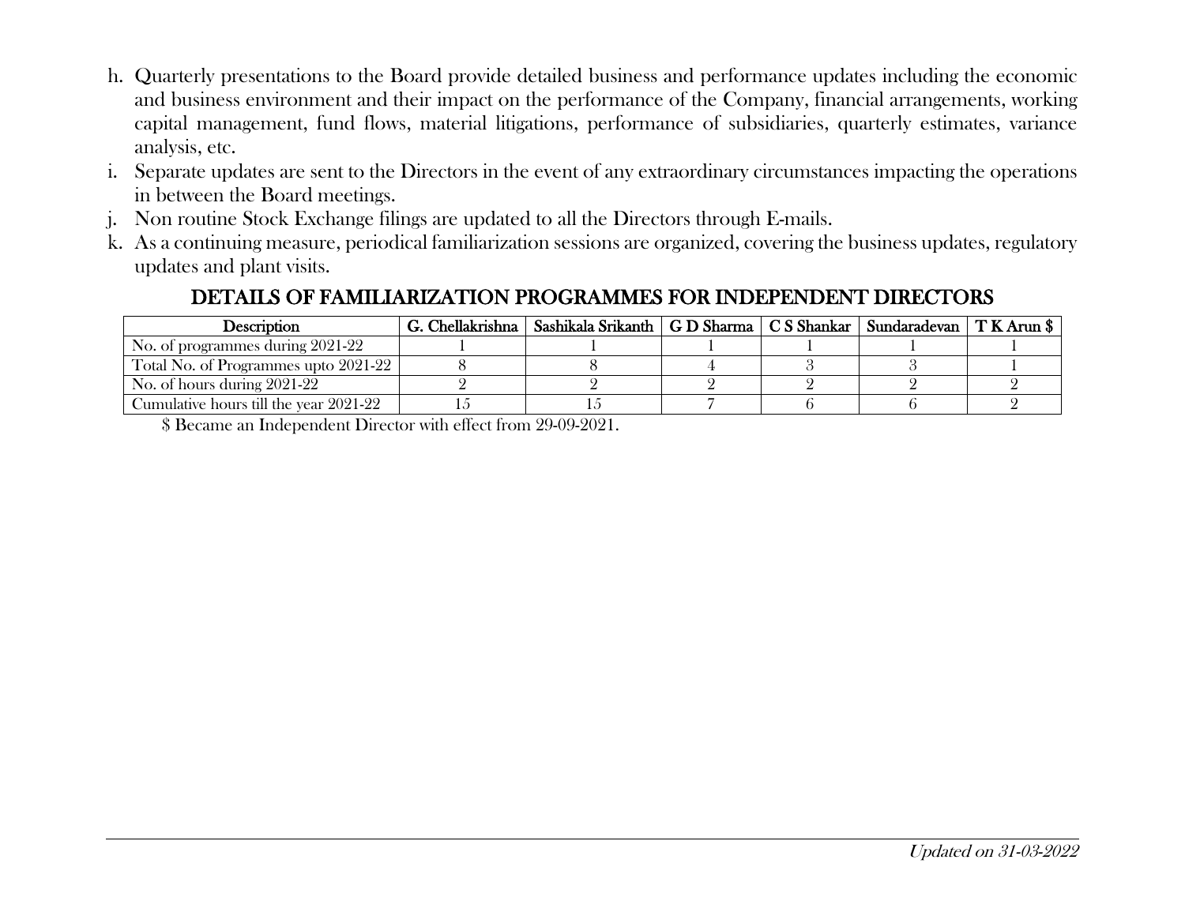h. Quarterly presentations to the Board provide detailed business and performance updates including the economic and business environment and their impact on the performance of the Company, financial arrangements, working capital management, fund flows, material litigations, performance of subsidiaries, quarterly estimates, variance analysis, etc.
i. Separate updates are sent to the Directors in the event of any extraordinary circumstances impacting the operations in between the Board meetings.
j. Non routine Stock Exchange filings are updated to all the Directors through E-mails.
k. As a continuing measure, periodical familiarization sessions are organized, covering the business updates, regulatory updates and plant visits.

## DETAILS OF FAMILIARIZATION PROGRAMMES FOR INDEPENDENT DIRECTORS

| Description | G. Chellakrishna | Sashikala Srikanth | G D Sharma | C S Shankar | Sundaradevan | T K Arun $ |
|---|---|---|---|---|---|---|
| No. of programmes during 2021-22 | 1 | 1 | 1 | 1 | 1 | 1 |
| Total No. of Programmes upto 2021-22 | 8 | 8 | 4 | 3 | 3 | 1 |
| No. of hours during 2021-22 | 2 | 2 | 2 | 2 | 2 | 2 |
| Cumulative hours till the year 2021-22 | 15 | 15 | 7 | 6 | 6 | 2 |

$ Became an Independent Director with effect from 29-09-2021.

*Updated on 31-03-2022*